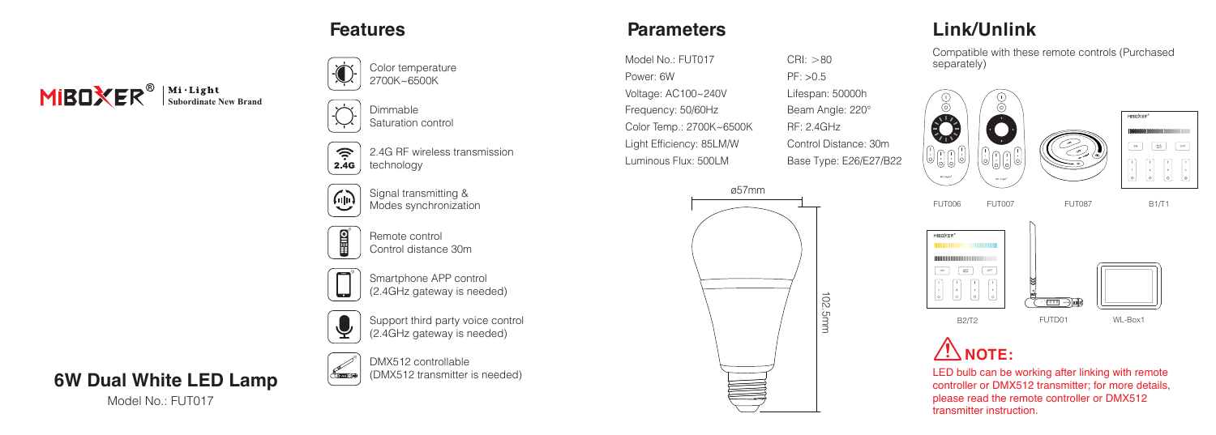MiBOXER® | Mi·Light Subordinate New Brand

# 6W Dual White LED Lamp

Model No.: FUT017

## Features

- Color temperature 2700K~6500K
- Dimmable Saturation control
- 2.4G RF wireless transmission technology
- Signal transmitting & Modes synchronization
- Remote control Control distance 30m
- Smartphone APP control (2.4GHz gateway is needed)
- Support third party voice control (2.4GHz gateway is needed)
- DMX512 controllable (DMX512 transmitter is needed)

## Parameters

| | |
|---|---|
| Model No.: FUT017 | CRI: >80 |
| Power: 6W | PF: >0.5 |
| Voltage: AC100~240V | Lifespan: 50000h |
| Frequency: 50/60Hz | Beam Angle: 220° |
| Color Temp.: 2700K~6500K | RF: 2.4GHz |
| Light Efficiency: 85LM/W | Control Distance: 30m |
| Luminous Flux: 500LM | Base Type: E26/E27/B22 |

ø57mm

102.5mm

## Link/Unlink

Compatible with these remote controls (Purchased separately)

FUT006 FUT007 FUT087 B1/T1

B2/T2 FUTD01 WL-Box1

**NOTE:**

LED bulb can be working after linking with remote controller or DMX512 transmitter; for more details, please read the remote controller or DMX512 transmitter instruction.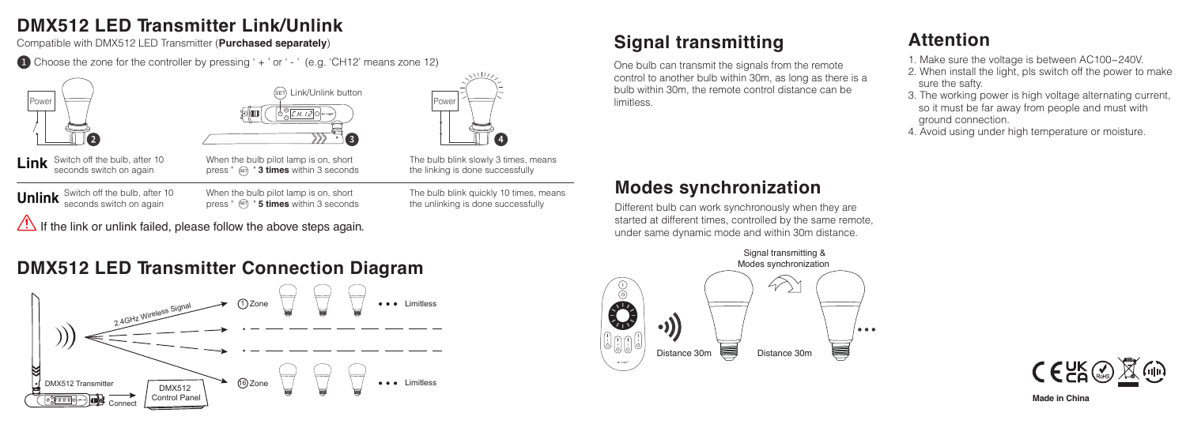# DMX512 LED Transmitter Link/Unlink

Compatible with DMX512 LED Transmitter (**Purchased separately**)

1 Choose the zone for the controller by pressing ' + ' or ' - ' (e.g. 'CH12' means zone 12)

Power

SET Link/Unlink button

C.H.12

Power

2 3 4

**Link** Switch off the bulb, after 10 seconds switch on again

When the bulb pilot lamp is on, short press " SET " **3 times** within 3 seconds

The bulb blink slowly 3 times, means the linking is done successfully

**Unlink** Switch off the bulb, after 10 seconds switch on again

When the bulb pilot lamp is on, short press " SET " **5 times** within 3 seconds

The bulb blink quickly 10 times, means the unlinking is done successfully

⚠ If the link or unlink failed, please follow the above steps again.

## DMX512 LED Transmitter Connection Diagram

2.4GHz Wireless Signal

1 Zone ... Limitless

16 Zone ... Limitless

DMX512 Transmitter

DMX512 Control Panel

Connect

## Signal transmitting

One bulb can transmit the signals from the remote control to another bulb within 30m, as long as there is a bulb within 30m, the remote control distance can be limitless.

## Modes synchronization

Different bulb can work synchronously when they are started at different times, controlled by the same remote, under same dynamic mode and within 30m distance.

Signal transmitting & Modes synchronization

Distance 30m

Distance 30m

## Attention

1. Make sure the voltage is between AC100~240V.
2. When install the light, pls switch off the power to make sure the safty.
3. The working power is high voltage alternating current, so it must be far away from people and must with ground connection.
4. Avoid using under high temperature or moisture.

Made in China